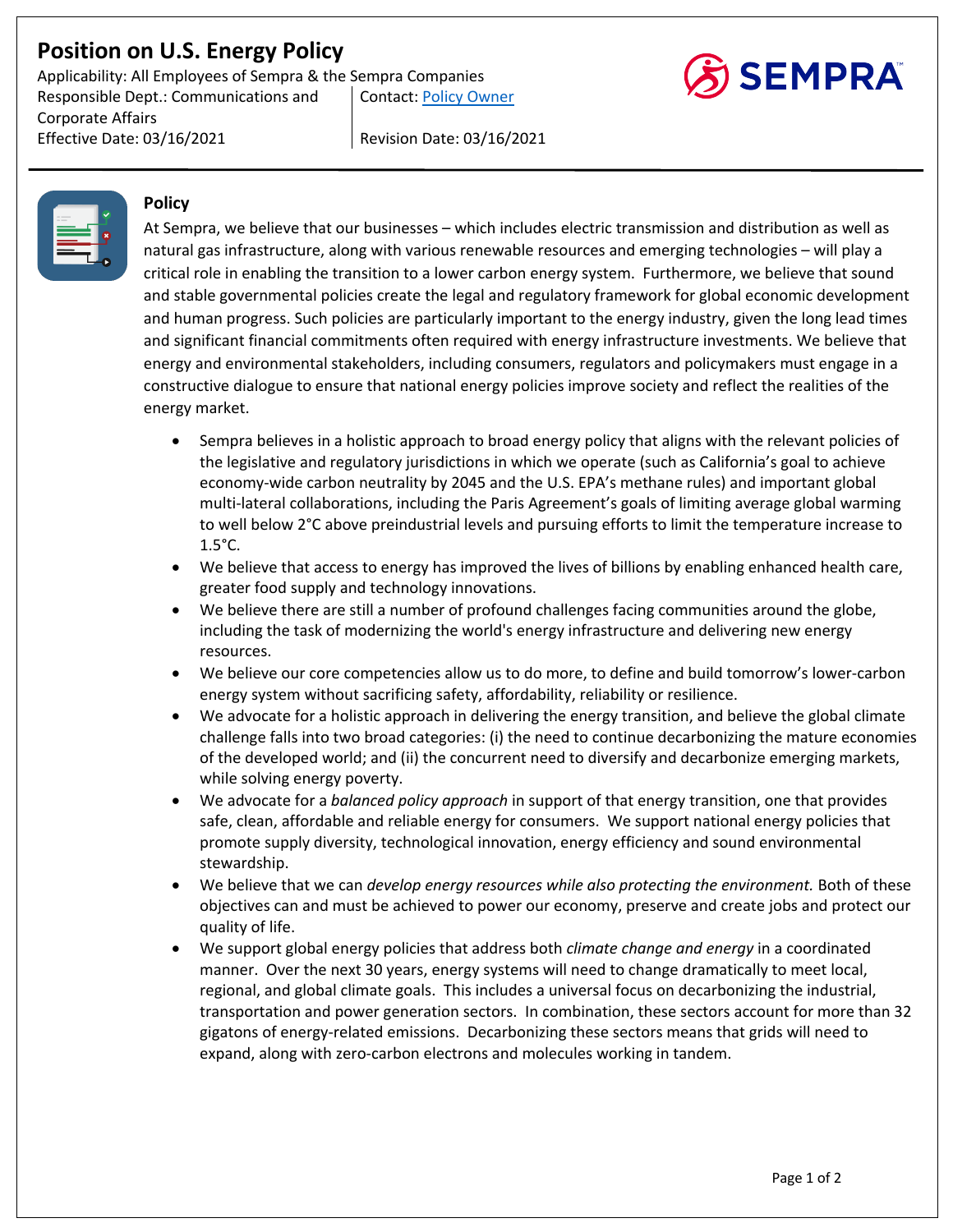# Position on U.S. Energy Policy

Applicability: All Employees of Sempra & the Sempra Companies
Responsible Dept.: Communications and Corporate Affairs | Contact: Policy Owner
Effective Date: 03/16/2021 | Revision Date: 03/16/2021

## Policy

At Sempra, we believe that our businesses – which includes electric transmission and distribution as well as natural gas infrastructure, along with various renewable resources and emerging technologies – will play a critical role in enabling the transition to a lower carbon energy system. Furthermore, we believe that sound and stable governmental policies create the legal and regulatory framework for global economic development and human progress. Such policies are particularly important to the energy industry, given the long lead times and significant financial commitments often required with energy infrastructure investments. We believe that energy and environmental stakeholders, including consumers, regulators and policymakers must engage in a constructive dialogue to ensure that national energy policies improve society and reflect the realities of the energy market.

- Sempra believes in a holistic approach to broad energy policy that aligns with the relevant policies of the legislative and regulatory jurisdictions in which we operate (such as California's goal to achieve economy-wide carbon neutrality by 2045 and the U.S. EPA's methane rules) and important global multi-lateral collaborations, including the Paris Agreement's goals of limiting average global warming to well below 2°C above preindustrial levels and pursuing efforts to limit the temperature increase to 1.5°C.
- We believe that access to energy has improved the lives of billions by enabling enhanced health care, greater food supply and technology innovations.
- We believe there are still a number of profound challenges facing communities around the globe, including the task of modernizing the world's energy infrastructure and delivering new energy resources.
- We believe our core competencies allow us to do more, to define and build tomorrow's lower-carbon energy system without sacrificing safety, affordability, reliability or resilience.
- We advocate for a holistic approach in delivering the energy transition, and believe the global climate challenge falls into two broad categories: (i) the need to continue decarbonizing the mature economies of the developed world; and (ii) the concurrent need to diversify and decarbonize emerging markets, while solving energy poverty.
- We advocate for a *balanced policy approach* in support of that energy transition, one that provides safe, clean, affordable and reliable energy for consumers. We support national energy policies that promote supply diversity, technological innovation, energy efficiency and sound environmental stewardship.
- We believe that we can *develop energy resources while also protecting the environment.* Both of these objectives can and must be achieved to power our economy, preserve and create jobs and protect our quality of life.
- We support global energy policies that address both *climate change and energy* in a coordinated manner. Over the next 30 years, energy systems will need to change dramatically to meet local, regional, and global climate goals. This includes a universal focus on decarbonizing the industrial, transportation and power generation sectors. In combination, these sectors account for more than 32 gigatons of energy-related emissions. Decarbonizing these sectors means that grids will need to expand, along with zero-carbon electrons and molecules working in tandem.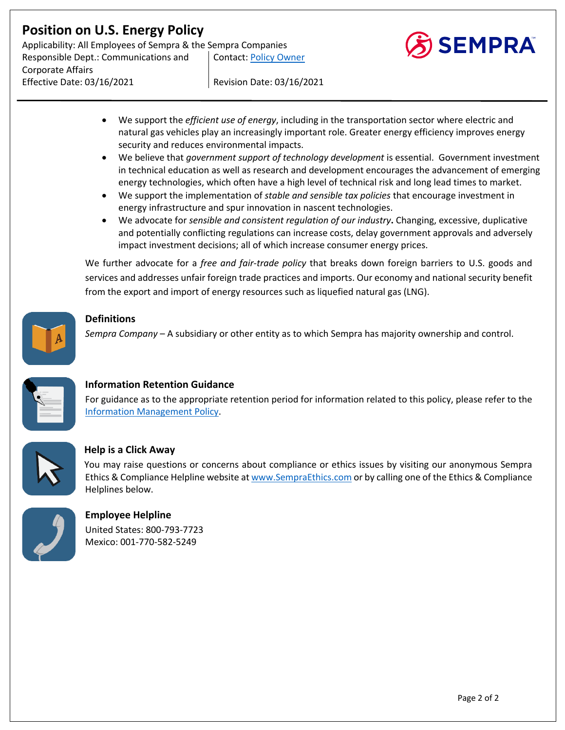- We support the *efficient use of energy*, including in the transportation sector where electric and natural gas vehicles play an increasingly important role. Greater energy efficiency improves energy security and reduces environmental impacts.
- We believe that *government support of technology development* is essential. Government investment in technical education as well as research and development encourages the advancement of emerging energy technologies, which often have a high level of technical risk and long lead times to market.
- We support the implementation of *stable and sensible tax policies* that encourage investment in energy infrastructure and spur innovation in nascent technologies.
- We advocate for *sensible and consistent regulation of our industry*. Changing, excessive, duplicative and potentially conflicting regulations can increase costs, delay government approvals and adversely impact investment decisions; all of which increase consumer energy prices.

We further advocate for a *free and fair-trade policy* that breaks down foreign barriers to U.S. goods and services and addresses unfair foreign trade practices and imports. Our economy and national security benefit from the export and import of energy resources such as liquefied natural gas (LNG).

## Definitions

*Sempra Company* – A subsidiary or other entity as to which Sempra has majority ownership and control.

## Information Retention Guidance

For guidance as to the appropriate retention period for information related to this policy, please refer to the Information Management Policy.

## Help is a Click Away

You may raise questions or concerns about compliance or ethics issues by visiting our anonymous Sempra Ethics & Compliance Helpline website at www.SempraEthics.com or by calling one of the Ethics & Compliance Helplines below.

## Employee Helpline

United States: 800-793-7723
Mexico: 001-770-582-5249